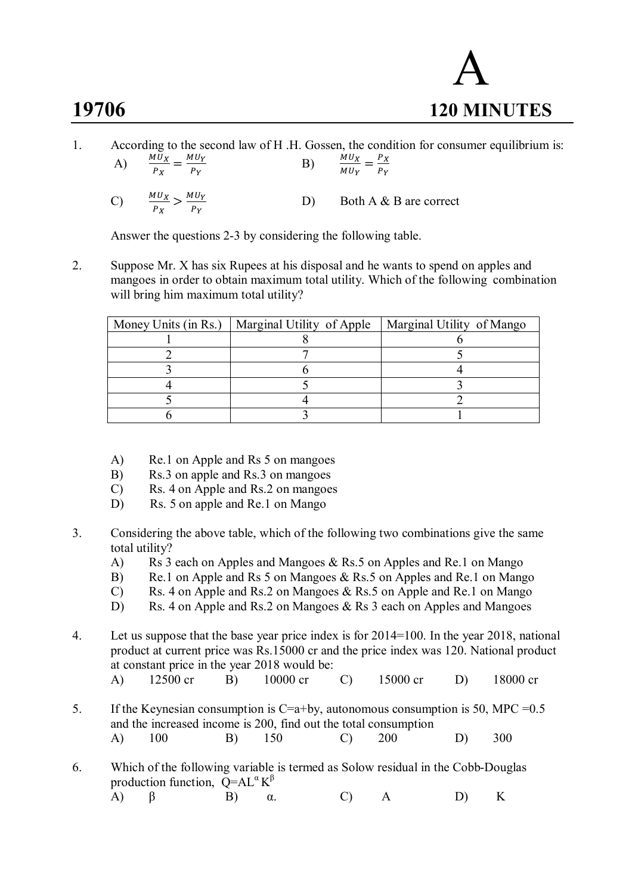# 19706 — A — 120 MINUTES

1. According to the second law of H .H. Gossen, the condition for consumer equilibrium is:

   A) $\frac{MU_X}{P_X} = \frac{MU_Y}{P_Y}$  B) $\frac{MU_X}{MU_Y} = \frac{P_X}{P_Y}$

   C) $\frac{MU_X}{P_X} > \frac{MU_Y}{P_Y}$  D) Both A & B are correct

   Answer the questions 2-3 by considering the following table.

2. Suppose Mr. X has six Rupees at his disposal and he wants to spend on apples and mangoes in order to obtain maximum total utility. Which of the following combination will bring him maximum total utility?

| Money Units (in Rs.) | Marginal Utility of Apple | Marginal Utility of Mango |
|---|---|---|
| 1 | 8 | 6 |
| 2 | 7 | 5 |
| 3 | 6 | 4 |
| 4 | 5 | 3 |
| 5 | 4 | 2 |
| 6 | 3 | 1 |

   A) Re.1 on Apple and Rs 5 on mangoes
   B) Rs.3 on apple and Rs.3 on mangoes
   C) Rs. 4 on Apple and Rs.2 on mangoes
   D) Rs. 5 on apple and Re.1 on Mango

3. Considering the above table, which of the following two combinations give the same total utility?
   A) Rs 3 each on Apples and Mangoes & Rs.5 on Apples and Re.1 on Mango
   B) Re.1 on Apple and Rs 5 on Mangoes & Rs.5 on Apples and Re.1 on Mango
   C) Rs. 4 on Apple and Rs.2 on Mangoes & Rs.5 on Apple and Re.1 on Mango
   D) Rs. 4 on Apple and Rs.2 on Mangoes & Rs 3 each on Apples and Mangoes

4. Let us suppose that the base year price index is for 2014=100. In the year 2018, national product at current price was Rs.15000 cr and the price index was 120. National product at constant price in the year 2018 would be:
   A) 12500 cr  B) 10000 cr  C) 15000 cr  D) 18000 cr

5. If the Keynesian consumption is C=a+by, autonomous consumption is 50, MPC =0.5 and the increased income is 200, find out the total consumption
   A) 100  B) 150  C) 200  D) 300

6. Which of the following variable is termed as Solow residual in the Cobb-Douglas production function, $Q=AL^{\alpha}K^{\beta}$
   A) $\beta$  B) $\alpha$.  C) A  D) K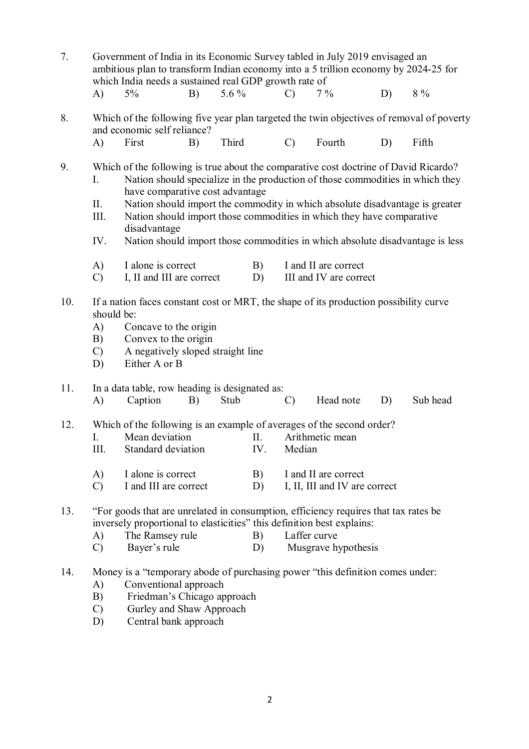7. Government of India in its Economic Survey tabled in July 2019 envisaged an ambitious plan to transform Indian economy into a 5 trillion economy by 2024-25 for which India needs a sustained real GDP growth rate of

   A) 5% B) 5.6 % C) 7 % D) 8 %

8. Which of the following five year plan targeted the twin objectives of removal of poverty and economic self reliance?

   A) First B) Third C) Fourth D) Fifth

9. Which of the following is true about the comparative cost doctrine of David Ricardo?

   I. Nation should specialize in the production of those commodities in which they have comparative cost advantage
   II. Nation should import the commodity in which absolute disadvantage is greater
   III. Nation should import those commodities in which they have comparative disadvantage
   IV. Nation should import those commodities in which absolute disadvantage is less

   A) I alone is correct B) I and II are correct
   C) I, II and III are correct D) III and IV are correct

10. If a nation faces constant cost or MRT, the shape of its production possibility curve should be:

    A) Concave to the origin
    B) Convex to the origin
    C) A negatively sloped straight line
    D) Either A or B

11. In a data table, row heading is designated as:

    A) Caption B) Stub C) Head note D) Sub head

12. Which of the following is an example of averages of the second order?

    I. Mean deviation II. Arithmetic mean
    III. Standard deviation IV. Median

    A) I alone is correct B) I and II are correct
    C) I and III are correct D) I, II, III and IV are correct

13. "For goods that are unrelated in consumption, efficiency requires that tax rates be inversely proportional to elasticities" this definition best explains:

    A) The Ramsey rule B) Laffer curve
    C) Bayer's rule D) Musgrave hypothesis

14. Money is a "temporary abode of purchasing power "this definition comes under:

    A) Conventional approach
    B) Friedman's Chicago approach
    C) Gurley and Shaw Approach
    D) Central bank approach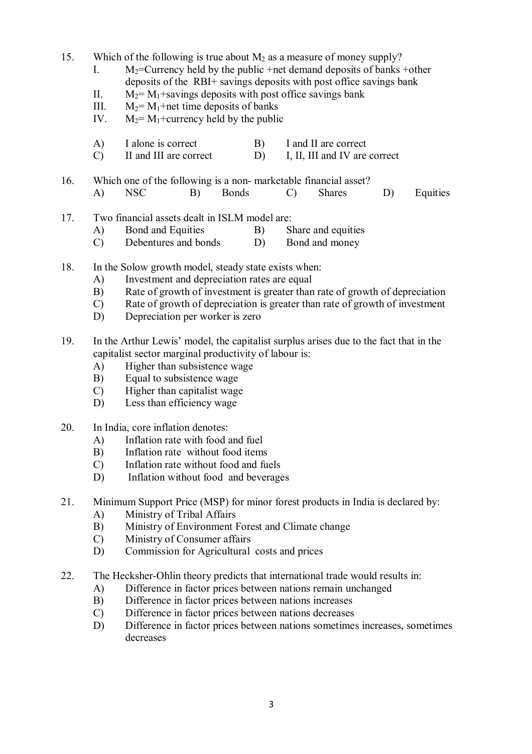15. Which of the following is true about $M_2$ as a measure of money supply?
    I. $M_2$=Currency held by the public +net demand deposits of banks +other deposits of the RBI+ savings deposits with post office savings bank
    II. $M_2$= $M_1$+savings deposits with post office savings bank
    III. $M_2$= $M_1$+net time deposits of banks
    IV. $M_2$= $M_1$+currency held by the public

    A) I alone is correct
    B) I and II are correct
    C) II and III are correct
    D) I, II, III and IV are correct

16. Which one of the following is a non- marketable financial asset?
    A) NSC
    B) Bonds
    C) Shares
    D) Equities

17. Two financial assets dealt in ISLM model are:
    A) Bond and Equities
    B) Share and equities
    C) Debentures and bonds
    D) Bond and money

18. In the Solow growth model, steady state exists when:
    A) Investment and depreciation rates are equal
    B) Rate of growth of investment is greater than rate of growth of depreciation
    C) Rate of growth of depreciation is greater than rate of growth of investment
    D) Depreciation per worker is zero

19. In the Arthur Lewis' model, the capitalist surplus arises due to the fact that in the capitalist sector marginal productivity of labour is:
    A) Higher than subsistence wage
    B) Equal to subsistence wage
    C) Higher than capitalist wage
    D) Less than efficiency wage

20. In India, core inflation denotes:
    A) Inflation rate with food and fuel
    B) Inflation rate without food items
    C) Inflation rate without food and fuels
    D) Inflation without food and beverages

21. Minimum Support Price (MSP) for minor forest products in India is declared by:
    A) Ministry of Tribal Affairs
    B) Ministry of Environment Forest and Climate change
    C) Ministry of Consumer affairs
    D) Commission for Agricultural costs and prices

22. The Hecksher-Ohlin theory predicts that international trade would results in:
    A) Difference in factor prices between nations remain unchanged
    B) Difference in factor prices between nations increases
    C) Difference in factor prices between nations decreases
    D) Difference in factor prices between nations sometimes increases, sometimes decreases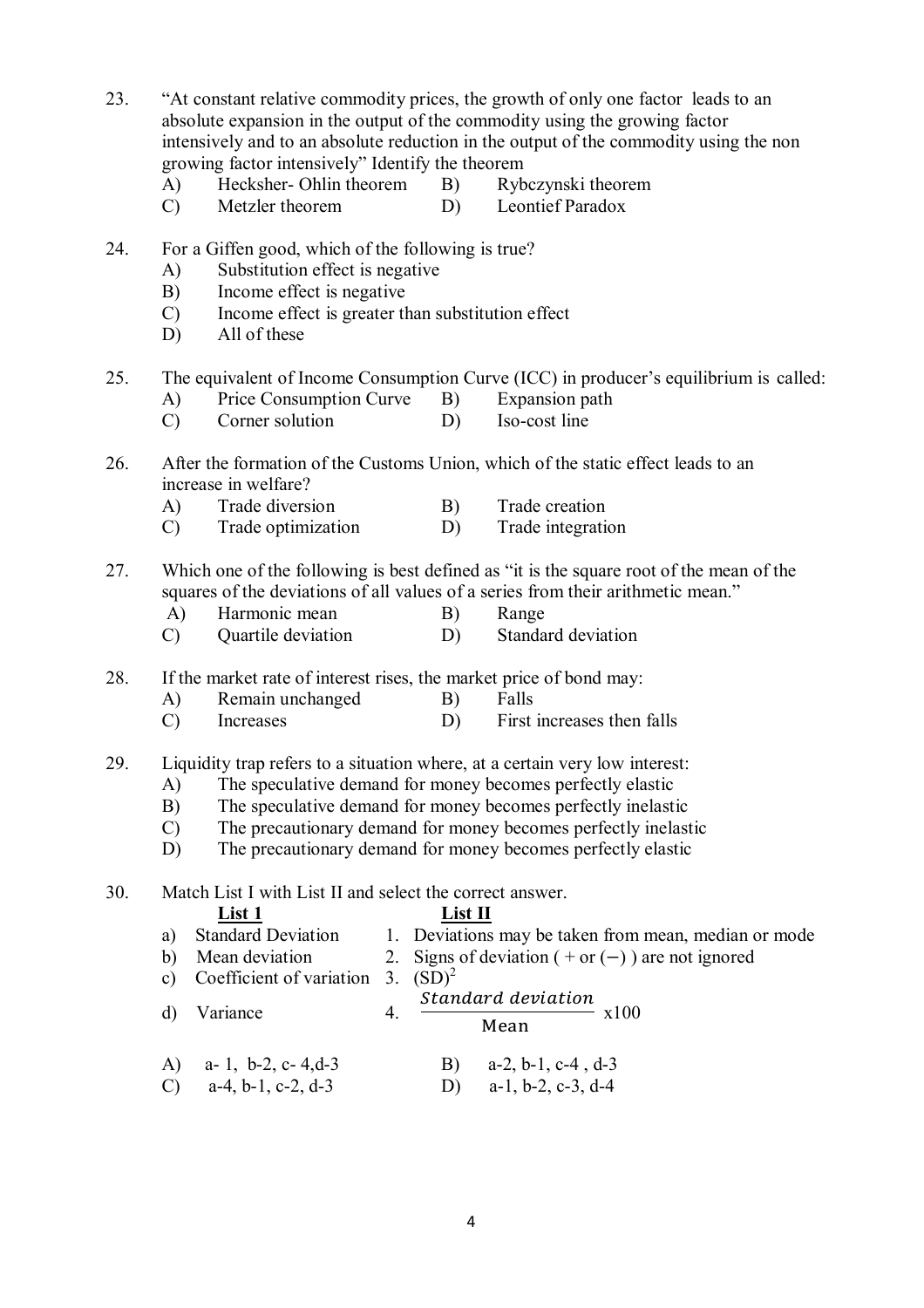23. "At constant relative commodity prices, the growth of only one factor leads to an absolute expansion in the output of the commodity using the growing factor intensively and to an absolute reduction in the output of the commodity using the non growing factor intensively" Identify the theorem

    A) Hecksher- Ohlin theorem  B) Rybczynski theorem
    C) Metzler theorem  D) Leontief Paradox

24. For a Giffen good, which of the following is true?

    A) Substitution effect is negative
    B) Income effect is negative
    C) Income effect is greater than substitution effect
    D) All of these

25. The equivalent of Income Consumption Curve (ICC) in producer's equilibrium is called:

    A) Price Consumption Curve  B) Expansion path
    C) Corner solution  D) Iso-cost line

26. After the formation of the Customs Union, which of the static effect leads to an increase in welfare?

    A) Trade diversion  B) Trade creation
    C) Trade optimization  D) Trade integration

27. Which one of the following is best defined as "it is the square root of the mean of the squares of the deviations of all values of a series from their arithmetic mean."

    A) Harmonic mean  B) Range
    C) Quartile deviation  D) Standard deviation

28. If the market rate of interest rises, the market price of bond may:

    A) Remain unchanged  B) Falls
    C) Increases  D) First increases then falls

29. Liquidity trap refers to a situation where, at a certain very low interest:

    A) The speculative demand for money becomes perfectly elastic
    B) The speculative demand for money becomes perfectly inelastic
    C) The precautionary demand for money becomes perfectly inelastic
    D) The precautionary demand for money becomes perfectly elastic

30. Match List I with List II and select the correct answer.

| List 1 | List II |
|---|---|
| a) Standard Deviation | 1. Deviations may be taken from mean, median or mode |
| b) Mean deviation | 2. Signs of deviation ( + or (−) ) are not ignored |
| c) Coefficient of variation | 3. $(SD)^2$ |
| d) Variance | 4. $\frac{Standard\ deviation}{\text{Mean}}$ x100 |

    A) a- 1, b-2, c- 4,d-3  B) a-2, b-1, c-4 , d-3
    C) a-4, b-1, c-2, d-3  D) a-1, b-2, c-3, d-4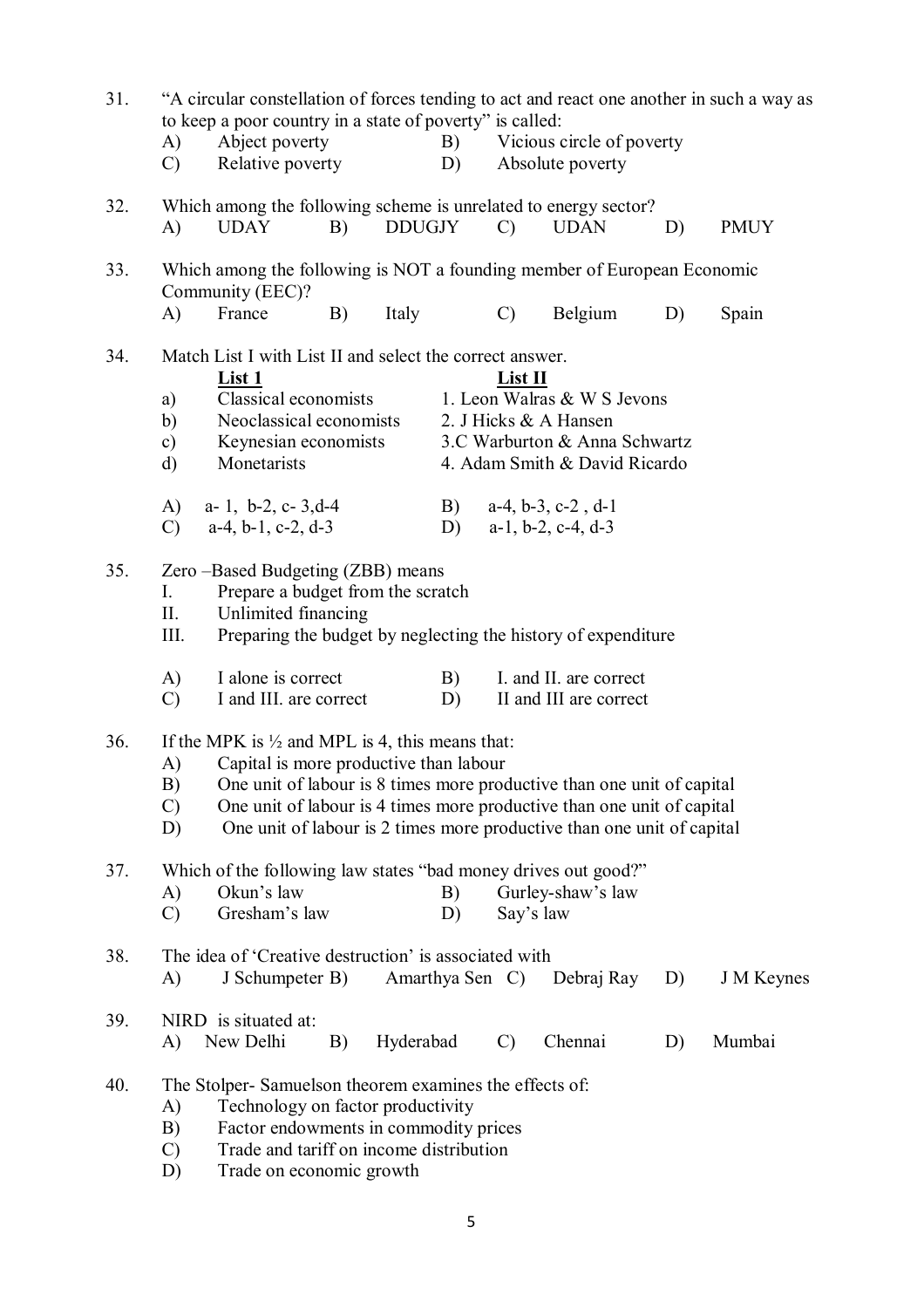31. "A circular constellation of forces tending to act and react one another in such a way as to keep a poor country in a state of poverty" is called:

    A) Abject poverty
    B) Vicious circle of poverty
    C) Relative poverty
    D) Absolute poverty

32. Which among the following scheme is unrelated to energy sector?

    A) UDAY
    B) DDUGJY
    C) UDAN
    D) PMUY

33. Which among the following is NOT a founding member of European Economic Community (EEC)?

    A) France
    B) Italy
    C) Belgium
    D) Spain

34. Match List I with List II and select the correct answer.

| | **List 1** | **List II** |
|---|---|---|
| a) | Classical economists | 1. Leon Walras & W S Jevons |
| b) | Neoclassical economists | 2. J Hicks & A Hansen |
| c) | Keynesian economists | 3.C Warburton & Anna Schwartz |
| d) | Monetarists | 4. Adam Smith & David Ricardo |

    A) a- 1, b-2, c- 3,d-4
    B) a-4, b-3, c-2 , d-1
    C) a-4, b-1, c-2, d-3
    D) a-1, b-2, c-4, d-3

35. Zero –Based Budgeting (ZBB) means

    I. Prepare a budget from the scratch
    II. Unlimited financing
    III. Preparing the budget by neglecting the history of expenditure

    A) I alone is correct
    B) I. and II. are correct
    C) I and III. are correct
    D) II and III are correct

36. If the MPK is ½ and MPL is 4, this means that:

    A) Capital is more productive than labour
    B) One unit of labour is 8 times more productive than one unit of capital
    C) One unit of labour is 4 times more productive than one unit of capital
    D) One unit of labour is 2 times more productive than one unit of capital

37. Which of the following law states "bad money drives out good?"

    A) Okun's law
    B) Gurley-shaw's law
    C) Gresham's law
    D) Say's law

38. The idea of 'Creative destruction' is associated with

    A) J Schumpeter
    B) Amarthya Sen
    C) Debraj Ray
    D) J M Keynes

39. NIRD is situated at:

    A) New Delhi
    B) Hyderabad
    C) Chennai
    D) Mumbai

40. The Stolper- Samuelson theorem examines the effects of:

    A) Technology on factor productivity
    B) Factor endowments in commodity prices
    C) Trade and tariff on income distribution
    D) Trade on economic growth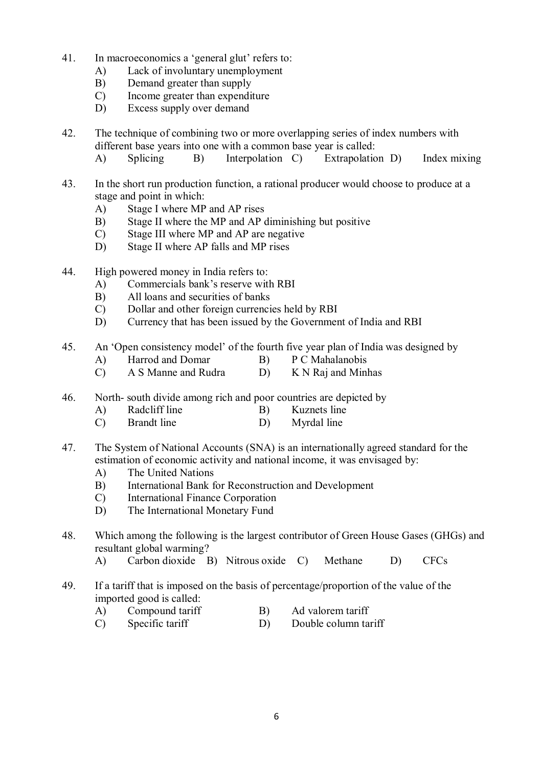41. In macroeconomics a 'general glut' refers to:
    A) Lack of involuntary unemployment
    B) Demand greater than supply
    C) Income greater than expenditure
    D) Excess supply over demand

42. The technique of combining two or more overlapping series of index numbers with different base years into one with a common base year is called:
    A) Splicing  B) Interpolation  C) Extrapolation  D) Index mixing

43. In the short run production function, a rational producer would choose to produce at a stage and point in which:
    A) Stage I where MP and AP rises
    B) Stage II where the MP and AP diminishing but positive
    C) Stage III where MP and AP are negative
    D) Stage II where AP falls and MP rises

44. High powered money in India refers to:
    A) Commercials bank's reserve with RBI
    B) All loans and securities of banks
    C) Dollar and other foreign currencies held by RBI
    D) Currency that has been issued by the Government of India and RBI

45. An 'Open consistency model' of the fourth five year plan of India was designed by
    A) Harrod and Domar  B) P C Mahalanobis
    C) A S Manne and Rudra  D) K N Raj and Minhas

46. North- south divide among rich and poor countries are depicted by
    A) Radcliff line  B) Kuznets line
    C) Brandt line  D) Myrdal line

47. The System of National Accounts (SNA) is an internationally agreed standard for the estimation of economic activity and national income, it was envisaged by:
    A) The United Nations
    B) International Bank for Reconstruction and Development
    C) International Finance Corporation
    D) The International Monetary Fund

48. Which among the following is the largest contributor of Green House Gases (GHGs) and resultant global warming?
    A) Carbon dioxide  B) Nitrous oxide  C) Methane  D) CFCs

49. If a tariff that is imposed on the basis of percentage/proportion of the value of the imported good is called:
    A) Compound tariff  B) Ad valorem tariff
    C) Specific tariff  D) Double column tariff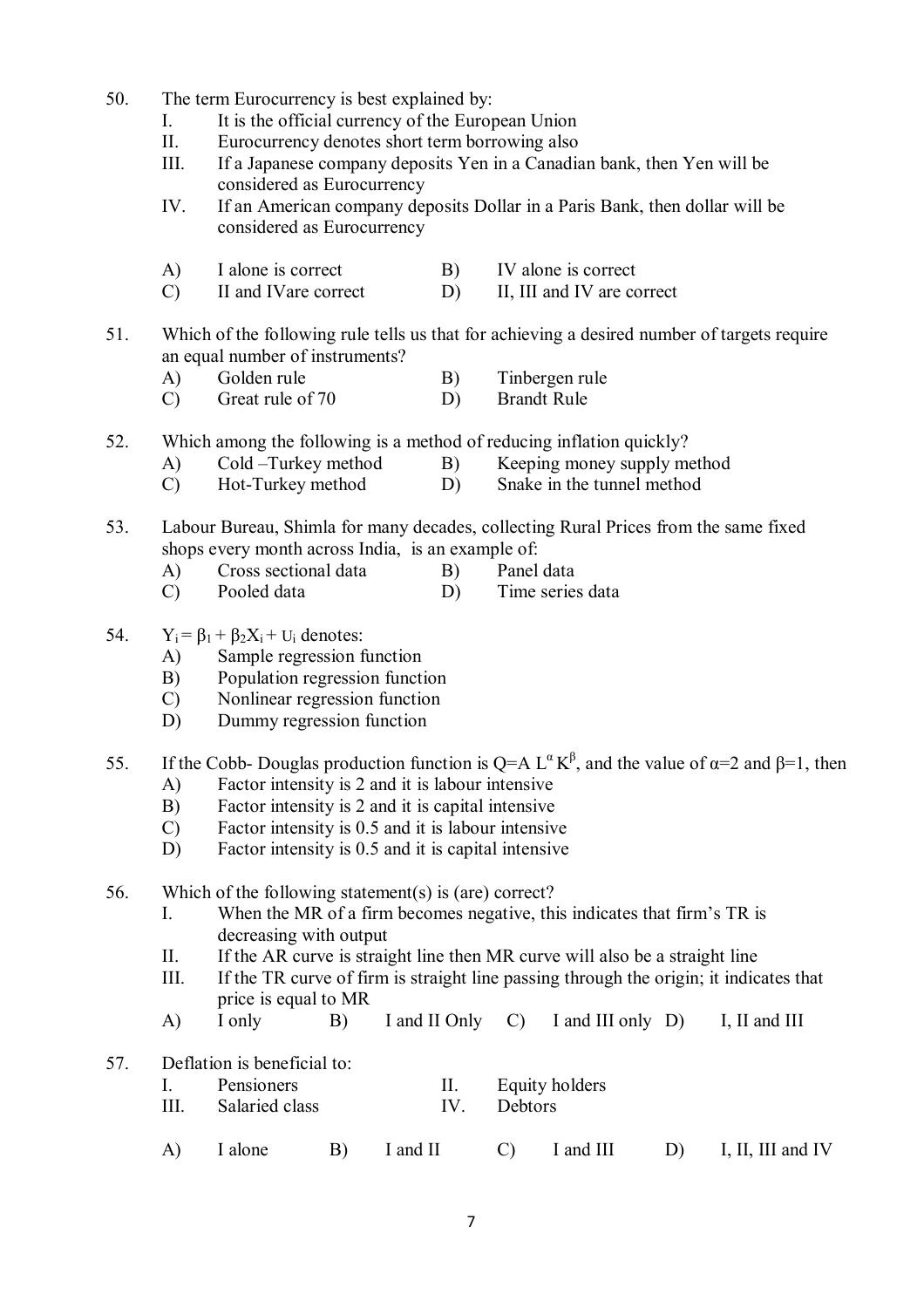50. The term Eurocurrency is best explained by:
    I. It is the official currency of the European Union
    II. Eurocurrency denotes short term borrowing also
    III. If a Japanese company deposits Yen in a Canadian bank, then Yen will be considered as Eurocurrency
    IV. If an American company deposits Dollar in a Paris Bank, then dollar will be considered as Eurocurrency

    A) I alone is correct
    B) IV alone is correct
    C) II and IVare correct
    D) II, III and IV are correct

51. Which of the following rule tells us that for achieving a desired number of targets require an equal number of instruments?
    A) Golden rule
    B) Tinbergen rule
    C) Great rule of 70
    D) Brandt Rule

52. Which among the following is a method of reducing inflation quickly?
    A) Cold –Turkey method
    B) Keeping money supply method
    C) Hot-Turkey method
    D) Snake in the tunnel method

53. Labour Bureau, Shimla for many decades, collecting Rural Prices from the same fixed shops every month across India, is an example of:
    A) Cross sectional data
    B) Panel data
    C) Pooled data
    D) Time series data

54. $Y_i = \beta_1 + \beta_2 X_i + U_i$ denotes:
    A) Sample regression function
    B) Population regression function
    C) Nonlinear regression function
    D) Dummy regression function

55. If the Cobb- Douglas production function is $Q = A\, L^{\alpha} K^{\beta}$, and the value of $\alpha=2$ and $\beta=1$, then
    A) Factor intensity is 2 and it is labour intensive
    B) Factor intensity is 2 and it is capital intensive
    C) Factor intensity is 0.5 and it is labour intensive
    D) Factor intensity is 0.5 and it is capital intensive

56. Which of the following statement(s) is (are) correct?
    I. When the MR of a firm becomes negative, this indicates that firm's TR is decreasing with output
    II. If the AR curve is straight line then MR curve will also be a straight line
    III. If the TR curve of firm is straight line passing through the origin; it indicates that price is equal to MR

    A) I only
    B) I and II Only
    C) I and III only
    D) I, II and III

57. Deflation is beneficial to:
    I. Pensioners
    II. Equity holders
    III. Salaried class
    IV. Debtors

    A) I alone
    B) I and II
    C) I and III
    D) I, II, III and IV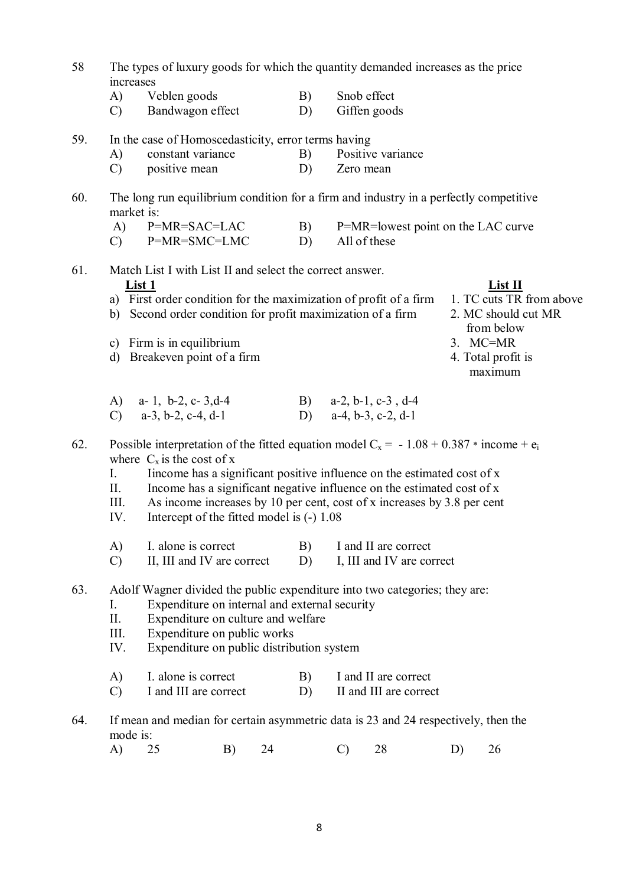58 The types of luxury goods for which the quantity demanded increases as the price increases

A) Veblen goods B) Snob effect
C) Bandwagon effect D) Giffen goods

59. In the case of Homoscedasticity, error terms having

A) constant variance B) Positive variance
C) positive mean D) Zero mean

60. The long run equilibrium condition for a firm and industry in a perfectly competitive market is:

A) P=MR=SAC=LAC B) P=MR=lowest point on the LAC curve
C) P=MR=SMC=LMC D) All of these

61. Match List I with List II and select the correct answer.

| List 1 | List II |
|---|---|
| a) First order condition for the maximization of profit of a firm | 1. TC cuts TR from above |
| b) Second order condition for profit maximization of a firm | 2. MC should cut MR from below |
| c) Firm is in equilibrium | 3. MC=MR |
| d) Breakeven point of a firm | 4. Total profit is maximum |

A) a- 1, b-2, c- 3,d-4 B) a-2, b-1, c-3 , d-4
C) a-3, b-2, c-4, d-1 D) a-4, b-3, c-2, d-1

62. Possible interpretation of the fitted equation model $C_x = -1.08 + 0.387 * \text{income} + e_i$ where $C_x$ is the cost of x

I. Iincome has a significant positive influence on the estimated cost of x
II. Income has a significant negative influence on the estimated cost of x
III. As income increases by 10 per cent, cost of x increases by 3.8 per cent
IV. Intercept of the fitted model is (-) 1.08

A) I. alone is correct B) I and II are correct
C) II, III and IV are correct D) I, III and IV are correct

63. Adolf Wagner divided the public expenditure into two categories; they are:

I. Expenditure on internal and external security
II. Expenditure on culture and welfare
III. Expenditure on public works
IV. Expenditure on public distribution system

A) I. alone is correct B) I and II are correct
C) I and III are correct D) II and III are correct

64. If mean and median for certain asymmetric data is 23 and 24 respectively, then the mode is:

A) 25 B) 24 C) 28 D) 26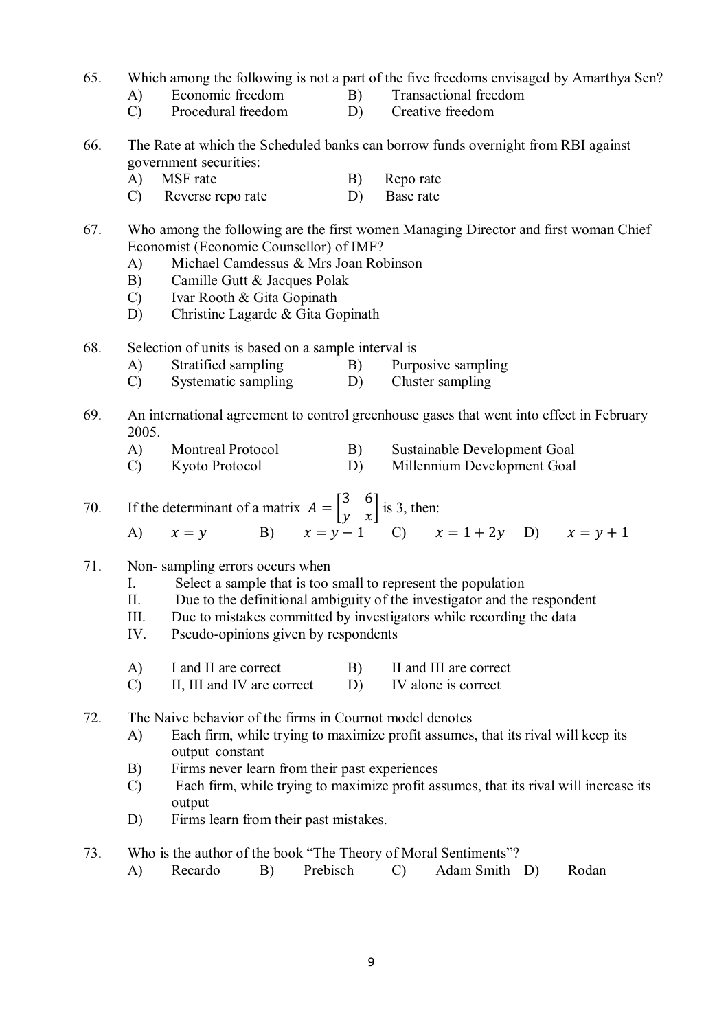65. Which among the following is not a part of the five freedoms envisaged by Amarthya Sen?
    A) Economic freedom  B) Transactional freedom
    C) Procedural freedom  D) Creative freedom

66. The Rate at which the Scheduled banks can borrow funds overnight from RBI against government securities:
    A) MSF rate  B) Repo rate
    C) Reverse repo rate  D) Base rate

67. Who among the following are the first women Managing Director and first woman Chief Economist (Economic Counsellor) of IMF?
    A) Michael Camdessus & Mrs Joan Robinson
    B) Camille Gutt & Jacques Polak
    C) Ivar Rooth & Gita Gopinath
    D) Christine Lagarde & Gita Gopinath

68. Selection of units is based on a sample interval is
    A) Stratified sampling  B) Purposive sampling
    C) Systematic sampling  D) Cluster sampling

69. An international agreement to control greenhouse gases that went into effect in February 2005.
    A) Montreal Protocol  B) Sustainable Development Goal
    C) Kyoto Protocol  D) Millennium Development Goal

70. If the determinant of a matrix $A = \begin{bmatrix} 3 & 6 \\ y & x \end{bmatrix}$ is 3, then:
    A) $x = y$  B) $x = y - 1$  C) $x = 1 + 2y$  D) $x = y + 1$

71. Non- sampling errors occurs when
    I. Select a sample that is too small to represent the population
    II. Due to the definitional ambiguity of the investigator and the respondent
    III. Due to mistakes committed by investigators while recording the data
    IV. Pseudo-opinions given by respondents

    A) I and II are correct  B) II and III are correct
    C) II, III and IV are correct  D) IV alone is correct

72. The Naive behavior of the firms in Cournot model denotes
    A) Each firm, while trying to maximize profit assumes, that its rival will keep its output constant
    B) Firms never learn from their past experiences
    C) Each firm, while trying to maximize profit assumes, that its rival will increase its output
    D) Firms learn from their past mistakes.

73. Who is the author of the book "The Theory of Moral Sentiments"?
    A) Recardo  B) Prebisch  C) Adam Smith  D) Rodan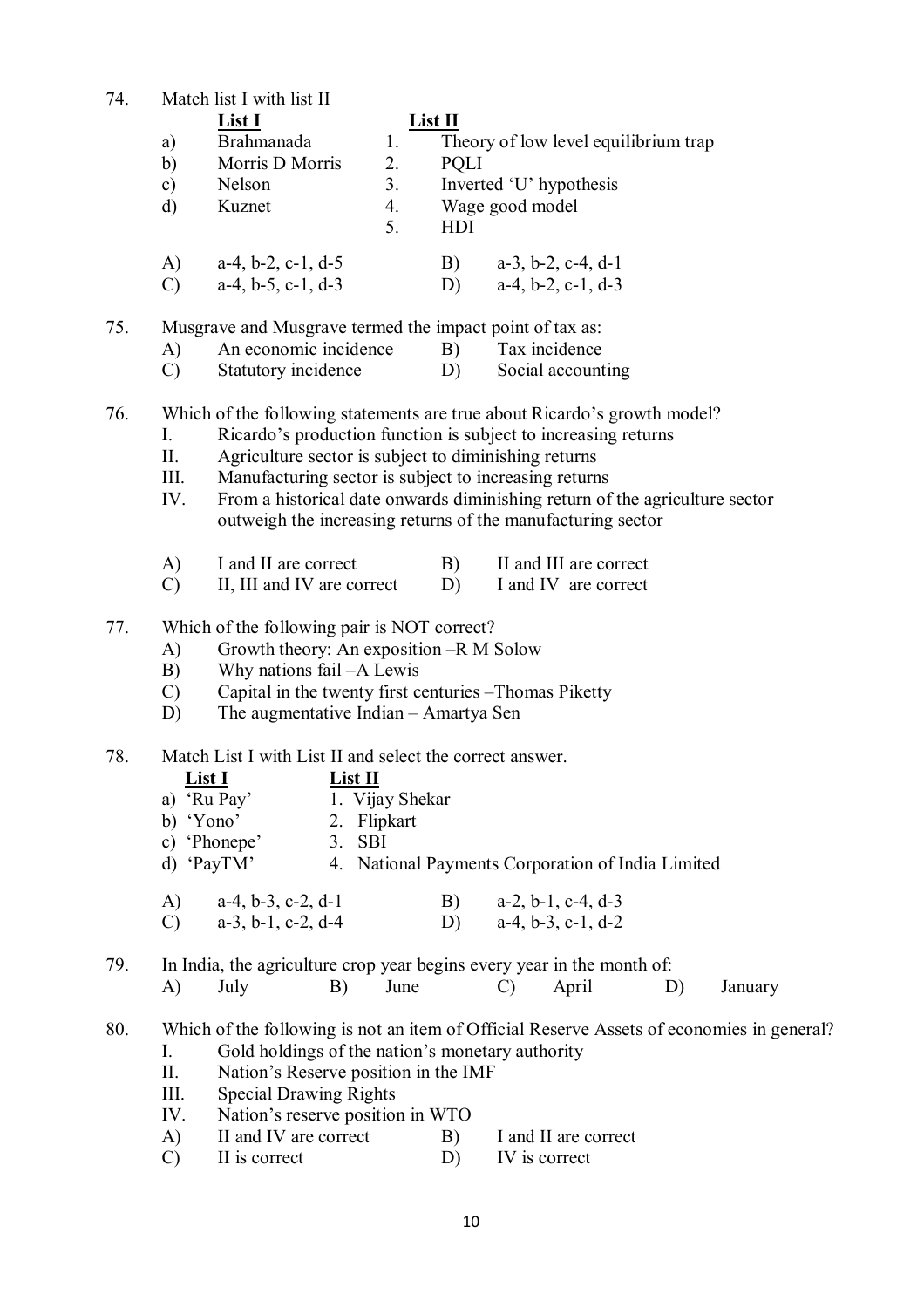74. Match list I with list II

| | List I | | List II |
|---|---|---|---|
| a) | Brahmanada | 1. | Theory of low level equilibrium trap |
| b) | Morris D Morris | 2. | PQLI |
| c) | Nelson | 3. | Inverted 'U' hypothesis |
| d) | Kuznet | 4. | Wage good model |
| | | 5. | HDI |

A) a-4, b-2, c-1, d-5 B) a-3, b-2, c-4, d-1
C) a-4, b-5, c-1, d-3 D) a-4, b-2, c-1, d-3

75. Musgrave and Musgrave termed the impact point of tax as:
A) An economic incidence B) Tax incidence
C) Statutory incidence D) Social accounting

76. Which of the following statements are true about Ricardo's growth model?
I. Ricardo's production function is subject to increasing returns
II. Agriculture sector is subject to diminishing returns
III. Manufacturing sector is subject to increasing returns
IV. From a historical date onwards diminishing return of the agriculture sector outweigh the increasing returns of the manufacturing sector

A) I and II are correct B) II and III are correct
C) II, III and IV are correct D) I and IV are correct

77. Which of the following pair is NOT correct?
A) Growth theory: An exposition –R M Solow
B) Why nations fail –A Lewis
C) Capital in the twenty first centuries –Thomas Piketty
D) The augmentative Indian – Amartya Sen

78. Match List I with List II and select the correct answer.

| List I | List II |
|---|---|
| a) 'Ru Pay' | 1. Vijay Shekar |
| b) 'Yono' | 2. Flipkart |
| c) 'Phonepe' | 3. SBI |
| d) 'PayTM' | 4. National Payments Corporation of India Limited |

A) a-4, b-3, c-2, d-1 B) a-2, b-1, c-4, d-3
C) a-3, b-1, c-2, d-4 D) a-4, b-3, c-1, d-2

79. In India, the agriculture crop year begins every year in the month of:
A) July B) June C) April D) January

80. Which of the following is not an item of Official Reserve Assets of economies in general?
I. Gold holdings of the nation's monetary authority
II. Nation's Reserve position in the IMF
III. Special Drawing Rights
IV. Nation's reserve position in WTO

A) II and IV are correct B) I and II are correct
C) II is correct D) IV is correct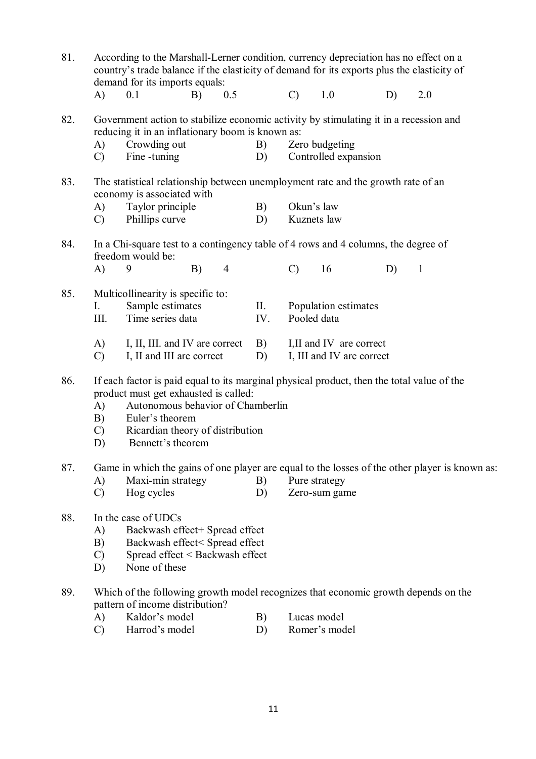81. According to the Marshall-Lerner condition, currency depreciation has no effect on a country's trade balance if the elasticity of demand for its exports plus the elasticity of demand for its imports equals:

A) 0.1 B) 0.5 C) 1.0 D) 2.0

82. Government action to stabilize economic activity by stimulating it in a recession and reducing it in an inflationary boom is known as:

A) Crowding out B) Zero budgeting
C) Fine -tuning D) Controlled expansion

83. The statistical relationship between unemployment rate and the growth rate of an economy is associated with

A) Taylor principle B) Okun's law
C) Phillips curve D) Kuznets law

84. In a Chi-square test to a contingency table of 4 rows and 4 columns, the degree of freedom would be:

A) 9 B) 4 C) 16 D) 1

85. Multicollinearity is specific to:

I. Sample estimates II. Population estimates
III. Time series data IV. Pooled data

A) I, II, III. and IV are correct B) I,II and IV are correct
C) I, II and III are correct D) I, III and IV are correct

86. If each factor is paid equal to its marginal physical product, then the total value of the product must get exhausted is called:

A) Autonomous behavior of Chamberlin
B) Euler's theorem
C) Ricardian theory of distribution
D) Bennett's theorem

87. Game in which the gains of one player are equal to the losses of the other player is known as:

A) Maxi-min strategy B) Pure strategy
C) Hog cycles D) Zero-sum game

88. In the case of UDCs

A) Backwash effect+ Spread effect
B) Backwash effect< Spread effect
C) Spread effect < Backwash effect
D) None of these

89. Which of the following growth model recognizes that economic growth depends on the pattern of income distribution?

A) Kaldor's model B) Lucas model
C) Harrod's model D) Romer's model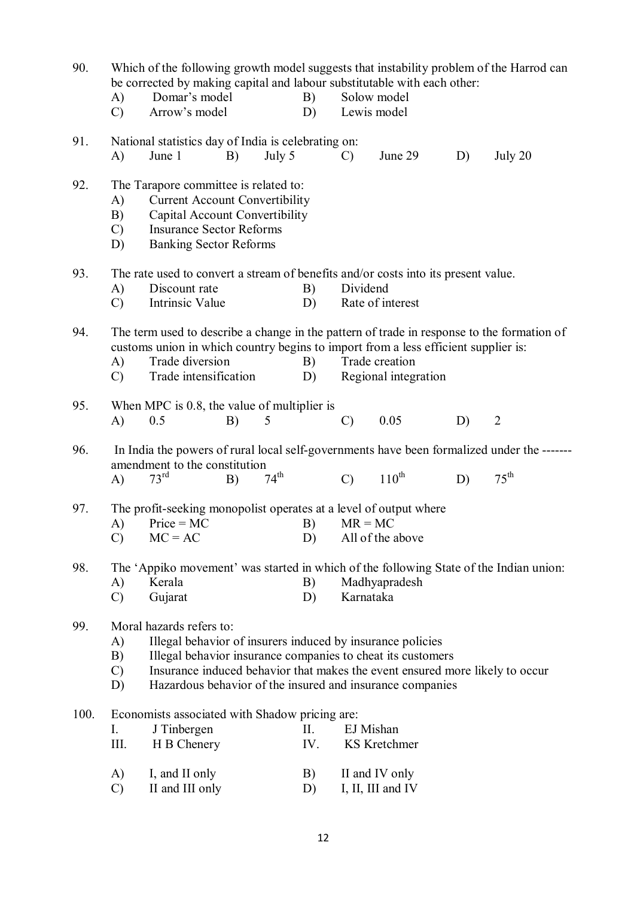90. Which of the following growth model suggests that instability problem of the Harrod can be corrected by making capital and labour substitutable with each other:

A) Domar's model  B) Solow model
C) Arrow's model  D) Lewis model

91. National statistics day of India is celebrating on:

A) June 1  B) July 5  C) June 29  D) July 20

92. The Tarapore committee is related to:

A) Current Account Convertibility
B) Capital Account Convertibility
C) Insurance Sector Reforms
D) Banking Sector Reforms

93. The rate used to convert a stream of benefits and/or costs into its present value.

A) Discount rate  B) Dividend
C) Intrinsic Value  D) Rate of interest

94. The term used to describe a change in the pattern of trade in response to the formation of customs union in which country begins to import from a less efficient supplier is:

A) Trade diversion  B) Trade creation
C) Trade intensification  D) Regional integration

95. When MPC is 0.8, the value of multiplier is

A) 0.5  B) 5  C) 0.05  D) 2

96. In India the powers of rural local self-governments have been formalized under the ------- amendment to the constitution

A) $73^{rd}$  B) $74^{th}$  C) $110^{th}$  D) $75^{th}$

97. The profit-seeking monopolist operates at a level of output where

A) Price = MC  B) MR = MC
C) MC = AC  D) All of the above

98. The 'Appiko movement' was started in which of the following State of the Indian union:

A) Kerala  B) Madhyapradesh
C) Gujarat  D) Karnataka

99. Moral hazards refers to:

A) Illegal behavior of insurers induced by insurance policies
B) Illegal behavior insurance companies to cheat its customers
C) Insurance induced behavior that makes the event ensured more likely to occur
D) Hazardous behavior of the insured and insurance companies

100. Economists associated with Shadow pricing are:

I. J Tinbergen  II. EJ Mishan
III. H B Chenery  IV. KS Kretchmer

A) I, and II only  B) II and IV only
C) II and III only  D) I, II, III and IV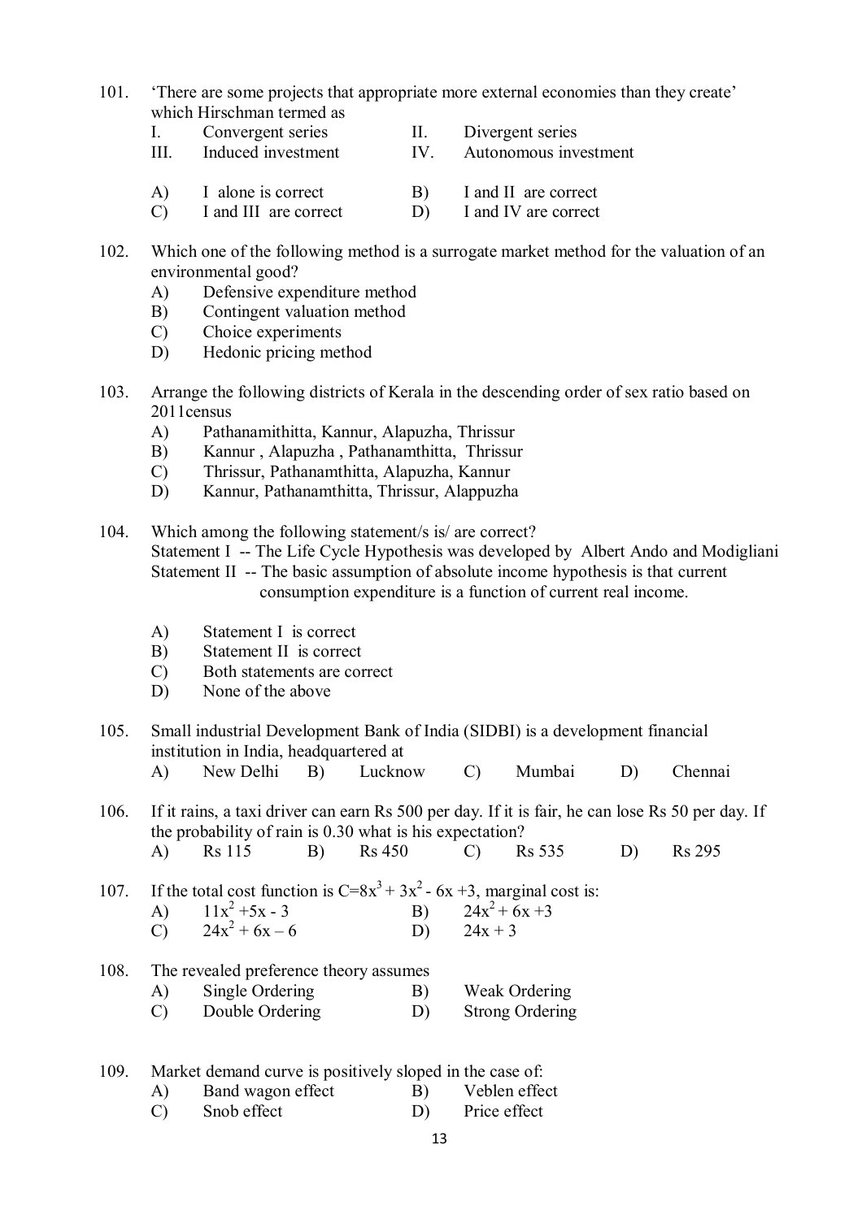101. 'There are some projects that appropriate more external economies than they create' which Hirschman termed as

I. Convergent series  II. Divergent series
III. Induced investment  IV. Autonomous investment

A) I alone is correct  B) I and II are correct
C) I and III are correct  D) I and IV are correct

102. Which one of the following method is a surrogate market method for the valuation of an environmental good?

A) Defensive expenditure method
B) Contingent valuation method
C) Choice experiments
D) Hedonic pricing method

103. Arrange the following districts of Kerala in the descending order of sex ratio based on 2011census

A) Pathanamithitta, Kannur, Alapuzha, Thrissur
B) Kannur , Alapuzha , Pathanamthitta, Thrissur
C) Thrissur, Pathanamthitta, Alapuzha, Kannur
D) Kannur, Pathanamthitta, Thrissur, Alappuzha

104. Which among the following statement/s is/ are correct?

Statement I -- The Life Cycle Hypothesis was developed by Albert Ando and Modigliani
Statement II -- The basic assumption of absolute income hypothesis is that current consumption expenditure is a function of current real income.

A) Statement I is correct
B) Statement II is correct
C) Both statements are correct
D) None of the above

105. Small industrial Development Bank of India (SIDBI) is a development financial institution in India, headquartered at

A) New Delhi  B) Lucknow  C) Mumbai  D) Chennai

106. If it rains, a taxi driver can earn Rs 500 per day. If it is fair, he can lose Rs 50 per day. If the probability of rain is 0.30 what is his expectation?

A) Rs 115  B) Rs 450  C) Rs 535  D) Rs 295

107. If the total cost function is $C=8x^3 + 3x^2 - 6x + 3$, marginal cost is:

A) $11x^2 + 5x - 3$  B) $24x^2 + 6x + 3$
C) $24x^2 + 6x - 6$  D) $24x + 3$

108. The revealed preference theory assumes

A) Single Ordering  B) Weak Ordering
C) Double Ordering  D) Strong Ordering

109. Market demand curve is positively sloped in the case of:

A) Band wagon effect  B) Veblen effect
C) Snob effect  D) Price effect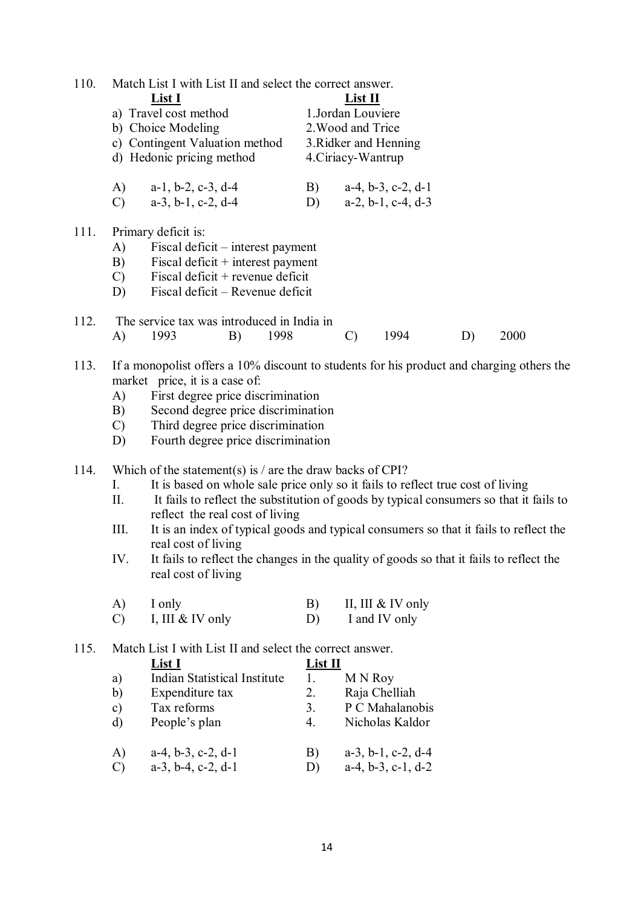110. Match List I with List II and select the correct answer.

| List I | List II |
|---|---|
| a) Travel cost method | 1. Jordan Louviere |
| b) Choice Modeling | 2. Wood and Trice |
| c) Contingent Valuation method | 3. Ridker and Henning |
| d) Hedonic pricing method | 4. Ciriacy-Wantrup |

A) a-1, b-2, c-3, d-4 B) a-4, b-3, c-2, d-1
C) a-3, b-1, c-2, d-4 D) a-2, b-1, c-4, d-3

111. Primary deficit is:
- A) Fiscal deficit – interest payment
- B) Fiscal deficit + interest payment
- C) Fiscal deficit + revenue deficit
- D) Fiscal deficit – Revenue deficit

112. The service tax was introduced in India in
A) 1993 B) 1998 C) 1994 D) 2000

113. If a monopolist offers a 10% discount to students for his product and charging others the market price, it is a case of:
- A) First degree price discrimination
- B) Second degree price discrimination
- C) Third degree price discrimination
- D) Fourth degree price discrimination

114. Which of the statement(s) is / are the draw backs of CPI?
- I. It is based on whole sale price only so it fails to reflect true cost of living
- II. It fails to reflect the substitution of goods by typical consumers so that it fails to reflect the real cost of living
- III. It is an index of typical goods and typical consumers so that it fails to reflect the real cost of living
- IV. It fails to reflect the changes in the quality of goods so that it fails to reflect the real cost of living

A) I only B) II, III & IV only
C) I, III & IV only D) I and IV only

115. Match List I with List II and select the correct answer.

| | List I | | List II |
|---|---|---|---|
| a) | Indian Statistical Institute | 1. | M N Roy |
| b) | Expenditure tax | 2. | Raja Chelliah |
| c) | Tax reforms | 3. | P C Mahalanobis |
| d) | People's plan | 4. | Nicholas Kaldor |

A) a-4, b-3, c-2, d-1 B) a-3, b-1, c-2, d-4
C) a-3, b-4, c-2, d-1 D) a-4, b-3, c-1, d-2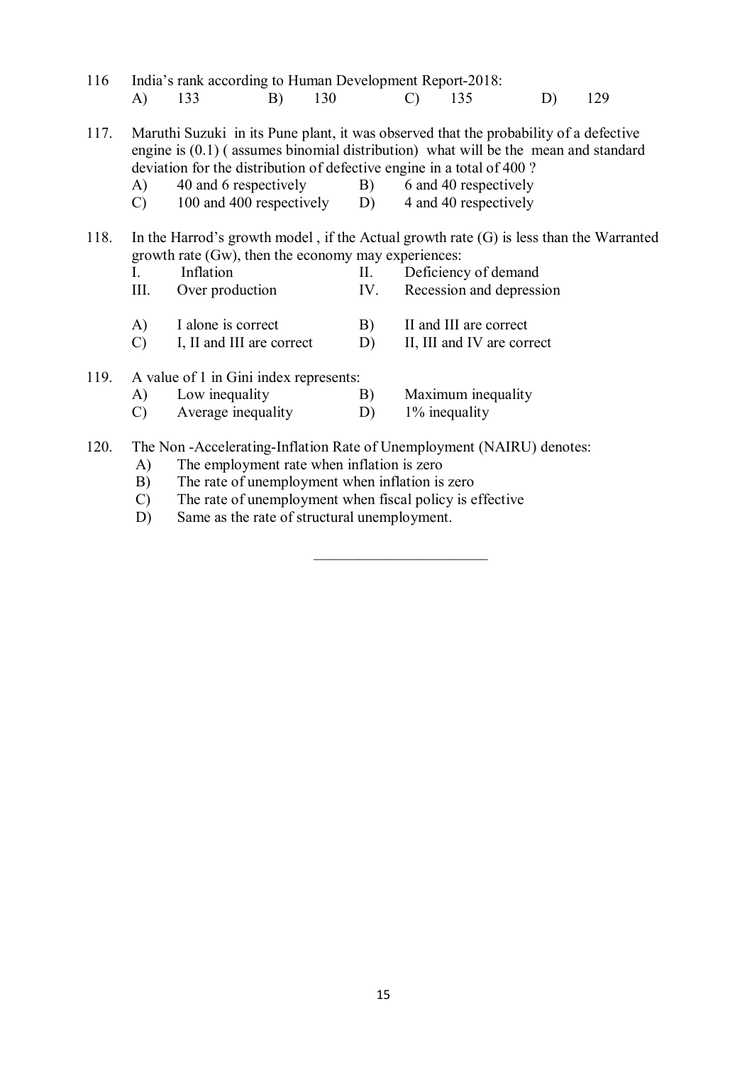116 India's rank according to Human Development Report-2018:

A) 133 B) 130 C) 135 D) 129

117. Maruthi Suzuki in its Pune plant, it was observed that the probability of a defective engine is (0.1) ( assumes binomial distribution) what will be the mean and standard deviation for the distribution of defective engine in a total of 400 ?

A) 40 and 6 respectively B) 6 and 40 respectively
C) 100 and 400 respectively D) 4 and 40 respectively

118. In the Harrod's growth model , if the Actual growth rate (G) is less than the Warranted growth rate (Gw), then the economy may experiences:

I. Inflation II. Deficiency of demand
III. Over production IV. Recession and depression

A) I alone is correct B) II and III are correct
C) I, II and III are correct D) II, III and IV are correct

119. A value of 1 in Gini index represents:

A) Low inequality B) Maximum inequality
C) Average inequality D) 1% inequality

120. The Non -Accelerating-Inflation Rate of Unemployment (NAIRU) denotes:

A) The employment rate when inflation is zero
B) The rate of unemployment when inflation is zero
C) The rate of unemployment when fiscal policy is effective
D) Same as the rate of structural unemployment.

---